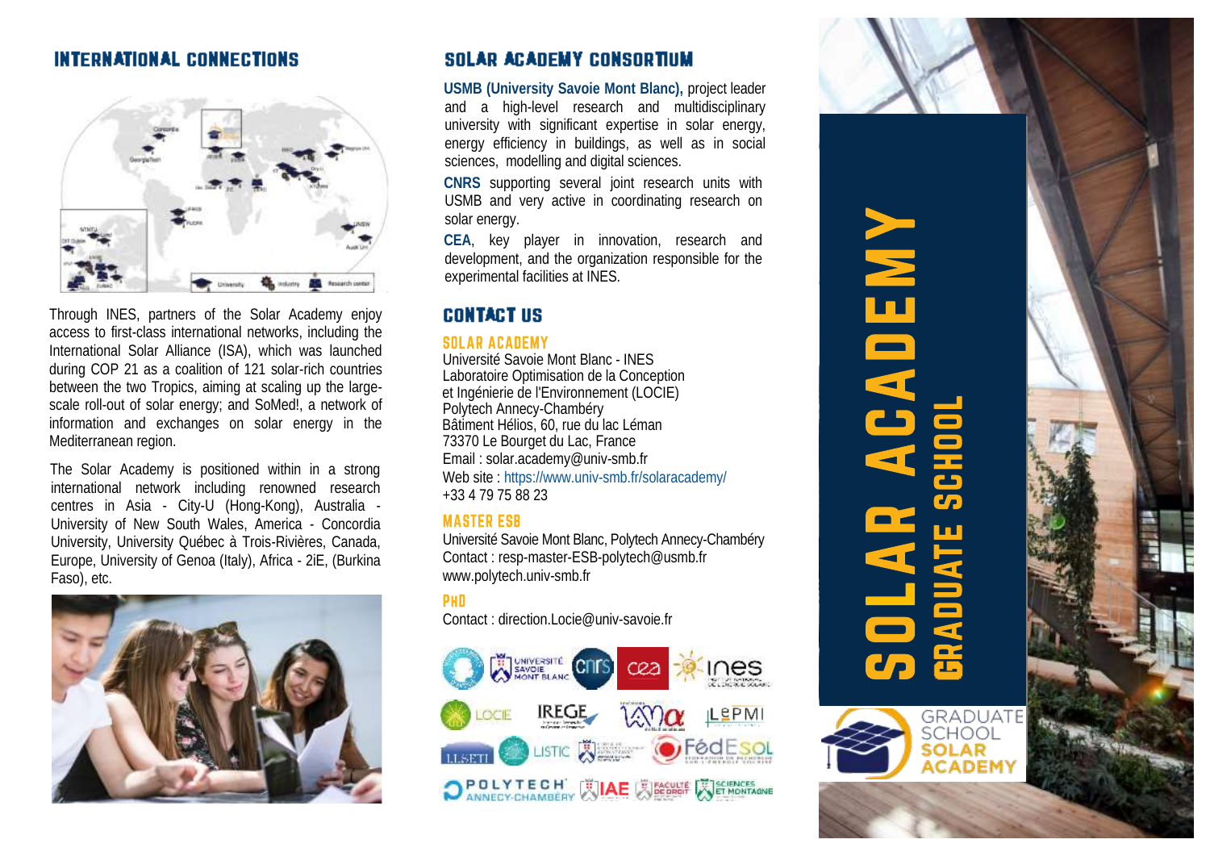## INTERNATIONAL CONNECTIONS

Through INES, partners of the Solar Academy enjoy access to first-class international networks, including the International Solar Alliance (ISA), which was launched during COP 21 as a coalition of 121 solar-rich countries between the two Tropics, aiming at scaling up the large-scale roll-out of solar energy; and SoMed!, a network of information and exchanges on solar energy in the Mediterranean region.

The Solar Academy is positioned within in a strong international network including renowned research centres in Asia - City-U (Hong-Kong), Australia - University of New South Wales, America - Concordia University, University Québec à Trois-Rivières, Canada, Europe, University of Genoa (Italy), Africa - 2iE, (Burkina Faso), etc.

## SOLAR ACADEMY CONSORTIUM

**USMB (University Savoie Mont Blanc),** project leader and a high-level research and multidisciplinary university with significant expertise in solar energy, energy efficiency in buildings, as well as in social sciences, modelling and digital sciences.

**CNRS** supporting several joint research units with USMB and very active in coordinating research on solar energy.

**CEA**, key player in innovation, research and development, and the organization responsible for the experimental facilities at INES.

## CONTACT US

### SOLAR ACADEMY

Université Savoie Mont Blanc - INES
Laboratoire Optimisation de la Conception et Ingénierie de l'Environnement (LOCIE)
Polytech Annecy-Chambéry
Bâtiment Hélios, 60, rue du lac Léman
73370 Le Bourget du Lac, France
Email : solar.academy@univ-smb.fr
Web site : https://www.univ-smb.fr/solaracademy/
+33 4 79 75 88 23

### MASTER ESB

Université Savoie Mont Blanc, Polytech Annecy-Chambéry
Contact : resp-master-ESB-polytech@usmb.fr
www.polytech.univ-smb.fr

### PHD

Contact : direction.Locie@univ-savoie.fr

# SOLAR ACADEMY

## GRADUATE SCHOOL

GRADUATE SCHOOL SOLAR ACADEMY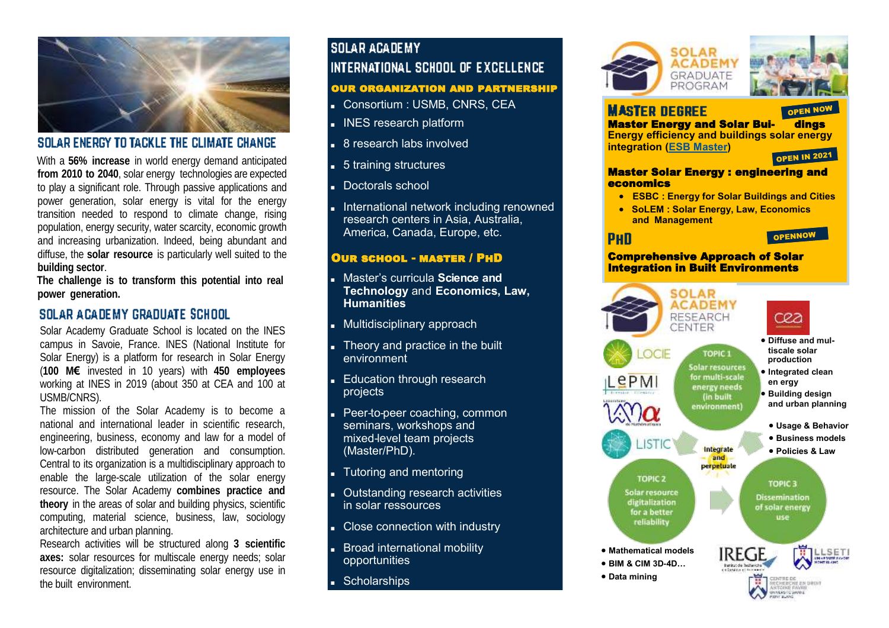## SOLAR ENERGY TO TACKLE THE CLIMATE CHANGE

With a **56% increase** in world energy demand anticipated **from 2010 to 2040**, solar energy technologies are expected to play a significant role. Through passive applications and power generation, solar energy is vital for the energy transition needed to respond to climate change, rising population, energy security, water scarcity, economic growth and increasing urbanization. Indeed, being abundant and diffuse, the **solar resource** is particularly well suited to the **building sector**.

**The challenge is to transform this potential into real power generation.**

## SOLAR ACADEMY GRADUATE SCHOOL

Solar Academy Graduate School is located on the INES campus in Savoie, France. INES (National Institute for Solar Energy) is a platform for research in Solar Energy (**100 M€** invested in 10 years) with **450 employees** working at INES in 2019 (about 350 at CEA and 100 at USMB/CNRS).

The mission of the Solar Academy is to become a national and international leader in scientific research, engineering, business, economy and law for a model of low-carbon distributed generation and consumption. Central to its organization is a multidisciplinary approach to enable the large-scale utilization of the solar energy resource. The Solar Academy **combines practice and theory** in the areas of solar and building physics, scientific computing, material science, business, law, sociology architecture and urban planning.

Research activities will be structured along **3 scientific axes:** solar resources for multiscale energy needs; solar resource digitalization; disseminating solar energy use in the built environment.

## SOLAR ACADEMY INTERNATIONAL SCHOOL OF EXCELLENCE

### OUR ORGANIZATION AND PARTNERSHIP

- Consortium : USMB, CNRS, CEA
- INES research platform
- 8 research labs involved
- 5 training structures
- Doctorals school
- International network including renowned research centers in Asia, Australia, America, Canada, Europe, etc.

### OUR SCHOOL - MASTER / PHD

- Master's curricula **Science and Technology** and **Economics, Law, Humanities**
- Multidisciplinary approach
- Theory and practice in the built environment
- Education through research projects
- Peer-to-peer coaching, common seminars, workshops and mixed-level team projects (Master/PhD).
- Tutoring and mentoring
- Outstanding research activities in solar ressources
- Close connection with industry
- Broad international mobility opportunities
- Scholarships

## SOLAR ACADEMY GRADUATE PROGRAM

### MASTER DEGREE

OPEN NOW

**Master Energy and Solar Bui- dings**
**Energy efficiency and buildings solar energy integration (ESB Master)**

OPEN IN 2021

**Master Solar Energy : engineering and economics**

- **ESBC : Energy for Solar Buildings and Cities**
- **SoLEM : Solar Energy, Law, Economics and Management**

### PHD

OPENNOW

**Comprehensive Approach of Solar Integration in Built Environments**

## SOLAR ACADEMY RESEARCH CENTER

LOCIE
LEPMI
LAMA
LISTIC
cea

TOPIC 1
Solar resources for multi-scale energy needs (in built environment)

- Diffuse and multiscale solar production
- Integrated clean en ergy
- Building design and urban planning

Integrate and perpetuate

TOPIC 2
Solar resource digitalization for a better reliability

- Mathematical models
- BIM & CIM 3D-4D…
- Data mining

TOPIC 3
Dissemination of solar energy use

- Usage & Behavior
- Business models
- Policies & Law

IREGE
LLSETI
CENTRE DE RECHERCHE EN DROIT ANTOINE FAVRE